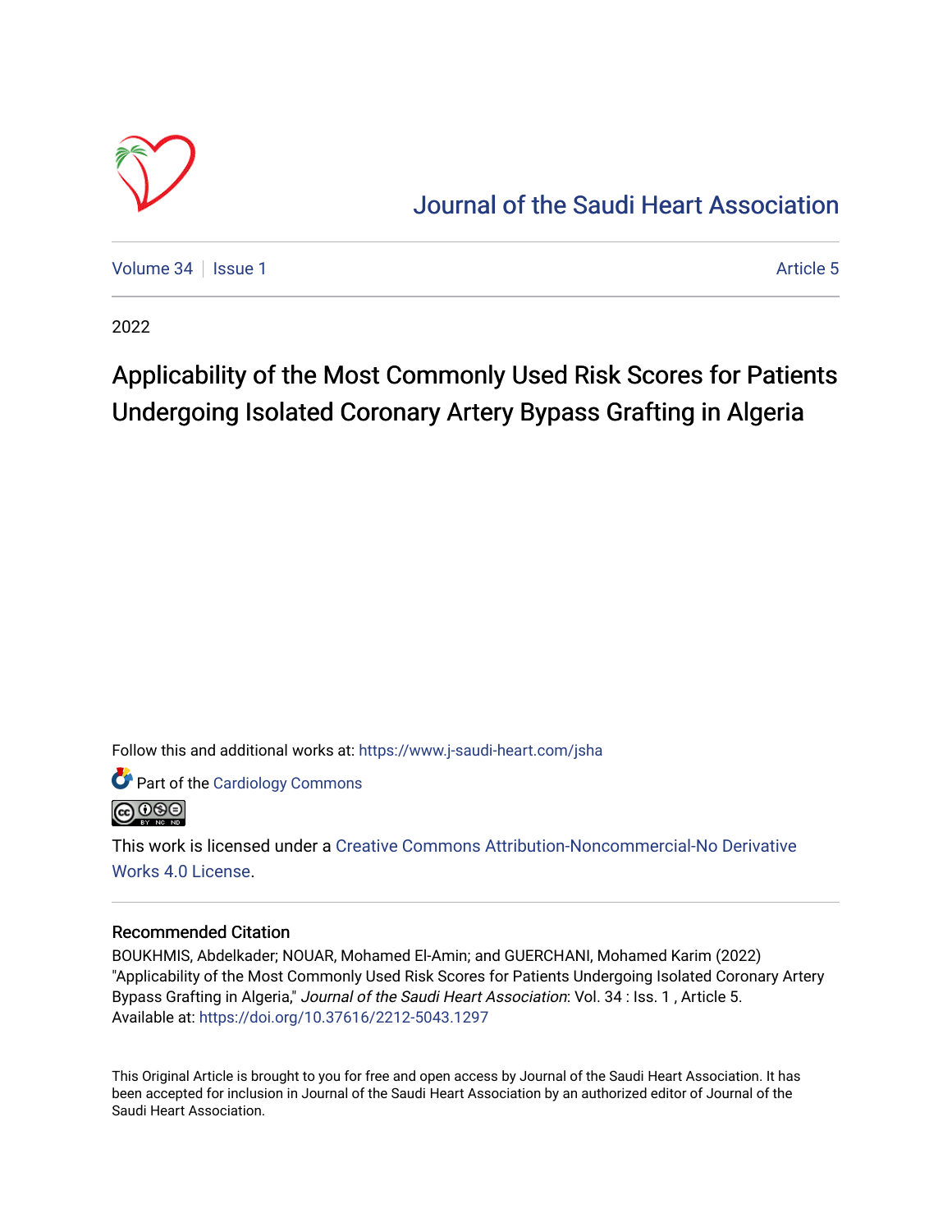# Journal of the Saudi Heart Association

Volume 34 | Issue 1 | Article 5

2022

## Applicability of the Most Commonly Used Risk Scores for Patients Undergoing Isolated Coronary Artery Bypass Grafting in Algeria

Follow this and additional works at: https://www.j-saudi-heart.com/jsha

Part of the Cardiology Commons

This work is licensed under a Creative Commons Attribution-Noncommercial-No Derivative Works 4.0 License.

### Recommended Citation

BOUKHMIS, Abdelkader; NOUAR, Mohamed El-Amin; and GUERCHANI, Mohamed Karim (2022) "Applicability of the Most Commonly Used Risk Scores for Patients Undergoing Isolated Coronary Artery Bypass Grafting in Algeria," *Journal of the Saudi Heart Association*: Vol. 34 : Iss. 1 , Article 5.
Available at: https://doi.org/10.37616/2212-5043.1297

This Original Article is brought to you for free and open access by Journal of the Saudi Heart Association. It has been accepted for inclusion in Journal of the Saudi Heart Association by an authorized editor of Journal of the Saudi Heart Association.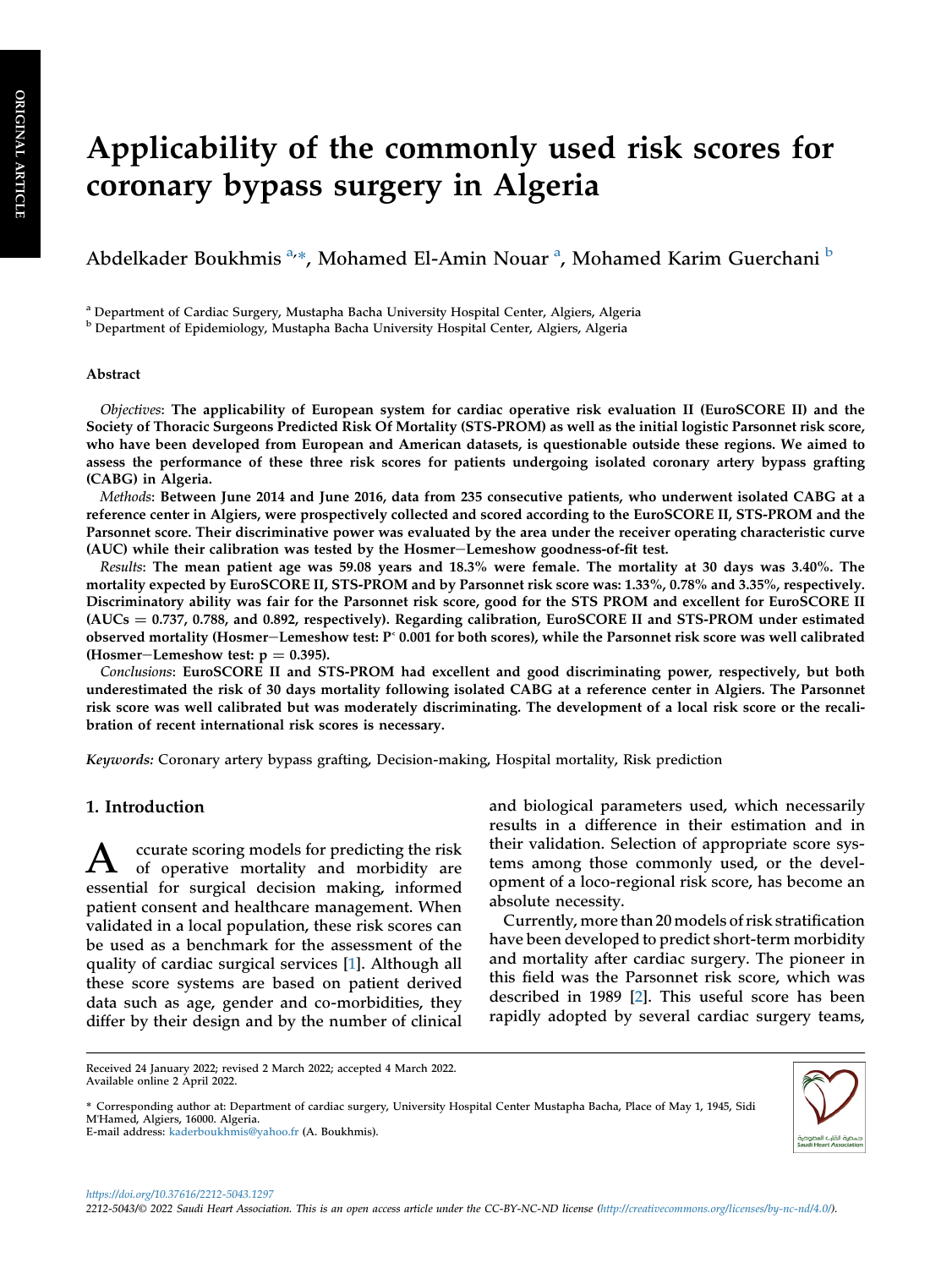# Applicability of the commonly used risk scores for coronary bypass surgery in Algeria

Abdelkader Boukhmis [a,*], Mohamed El-Amin Nouar [a], Mohamed Karim Guerchani [b]

[a] Department of Cardiac Surgery, Mustapha Bacha University Hospital Center, Algiers, Algeria
[b] Department of Epidemiology, Mustapha Bacha University Hospital Center, Algiers, Algeria

## Abstract

*Objectives*: **The applicability of European system for cardiac operative risk evaluation II (EuroSCORE II) and the Society of Thoracic Surgeons Predicted Risk Of Mortality (STS-PROM) as well as the initial logistic Parsonnet risk score, who have been developed from European and American datasets, is questionable outside these regions. We aimed to assess the performance of these three risk scores for patients undergoing isolated coronary artery bypass grafting (CABG) in Algeria.**

*Methods*: **Between June 2014 and June 2016, data from 235 consecutive patients, who underwent isolated CABG at a reference center in Algiers, were prospectively collected and scored according to the EuroSCORE II, STS-PROM and the Parsonnet score. Their discriminative power was evaluated by the area under the receiver operating characteristic curve (AUC) while their calibration was tested by the Hosmer−Lemeshow goodness-of-fit test.**

*Results*: **The mean patient age was 59.08 years and 18.3% were female. The mortality at 30 days was 3.40%. The mortality expected by EuroSCORE II, STS-PROM and by Parsonnet risk score was: 1.33%, 0.78% and 3.35%, respectively. Discriminatory ability was fair for the Parsonnet risk score, good for the STS PROM and excellent for EuroSCORE II (AUCs = 0.737, 0.788, and 0.892, respectively). Regarding calibration, EuroSCORE II and STS-PROM under estimated observed mortality (Hosmer−Lemeshow test: P˂ 0.001 for both scores), while the Parsonnet risk score was well calibrated (Hosmer−Lemeshow test: p = 0.395).**

*Conclusions*: **EuroSCORE II and STS-PROM had excellent and good discriminating power, respectively, but both underestimated the risk of 30 days mortality following isolated CABG at a reference center in Algiers. The Parsonnet risk score was well calibrated but was moderately discriminating. The development of a local risk score or the recalibration of recent international risk scores is necessary.**

*Keywords:* Coronary artery bypass grafting, Decision-making, Hospital mortality, Risk prediction

## 1. Introduction

Accurate scoring models for predicting the risk of operative mortality and morbidity are essential for surgical decision making, informed patient consent and healthcare management. When validated in a local population, these risk scores can be used as a benchmark for the assessment of the quality of cardiac surgical services [1]. Although all these score systems are based on patient derived data such as age, gender and co-morbidities, they differ by their design and by the number of clinical and biological parameters used, which necessarily results in a difference in their estimation and in their validation. Selection of appropriate score systems among those commonly used, or the development of a loco-regional risk score, has become an absolute necessity.

Currently, more than 20 models of risk stratification have been developed to predict short-term morbidity and mortality after cardiac surgery. The pioneer in this field was the Parsonnet risk score, which was described in 1989 [2]. This useful score has been rapidly adopted by several cardiac surgery teams,

Received 24 January 2022; revised 2 March 2022; accepted 4 March 2022.
Available online 2 April 2022.

\* Corresponding author at: Department of cardiac surgery, University Hospital Center Mustapha Bacha, Place of May 1, 1945, Sidi M'Hamed, Algiers, 16000. Algeria.
E-mail address: kaderboukhmis@yahoo.fr (A. Boukhmis).

https://doi.org/10.37616/2212-5043.1297
2212-5043/© 2022 Saudi Heart Association. This is an open access article under the CC-BY-NC-ND license (http://creativecommons.org/licenses/by-nc-nd/4.0/).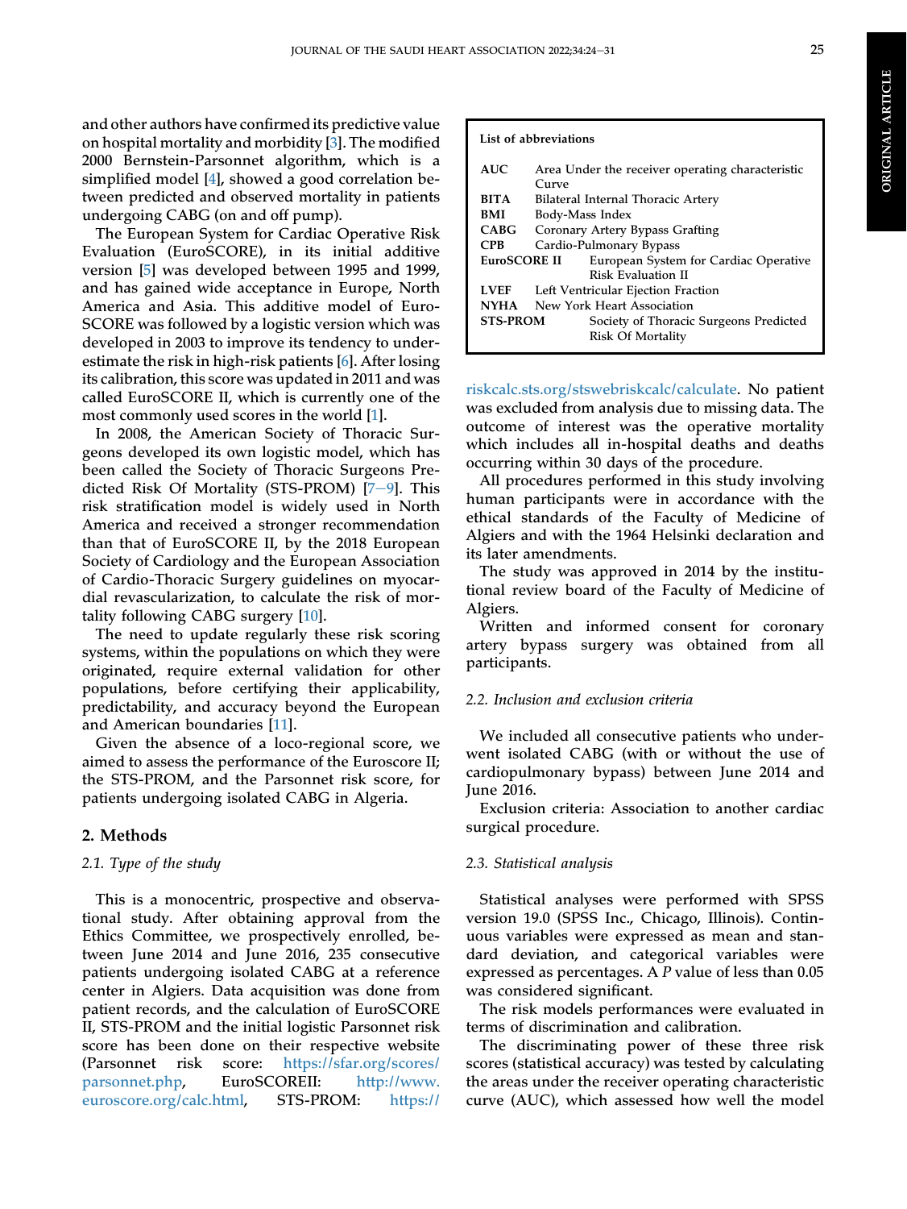and other authors have confirmed its predictive value on hospital mortality and morbidity [3]. The modified 2000 Bernstein-Parsonnet algorithm, which is a simplified model [4], showed a good correlation between predicted and observed mortality in patients undergoing CABG (on and off pump).

The European System for Cardiac Operative Risk Evaluation (EuroSCORE), in its initial additive version [5] was developed between 1995 and 1999, and has gained wide acceptance in Europe, North America and Asia. This additive model of EuroSCORE was followed by a logistic version which was developed in 2003 to improve its tendency to underestimate the risk in high-risk patients [6]. After losing its calibration, this score was updated in 2011 and was called EuroSCORE II, which is currently one of the most commonly used scores in the world [1].

In 2008, the American Society of Thoracic Surgeons developed its own logistic model, which has been called the Society of Thoracic Surgeons Predicted Risk Of Mortality (STS-PROM) [7–9]. This risk stratification model is widely used in North America and received a stronger recommendation than that of EuroSCORE II, by the 2018 European Society of Cardiology and the European Association of Cardio-Thoracic Surgery guidelines on myocardial revascularization, to calculate the risk of mortality following CABG surgery [10].

The need to update regularly these risk scoring systems, within the populations on which they were originated, require external validation for other populations, before certifying their applicability, predictability, and accuracy beyond the European and American boundaries [11].

Given the absence of a loco-regional score, we aimed to assess the performance of the Euroscore II; the STS-PROM, and the Parsonnet risk score, for patients undergoing isolated CABG in Algeria.

## 2. Methods

### 2.1. Type of the study

This is a monocentric, prospective and observational study. After obtaining approval from the Ethics Committee, we prospectively enrolled, between June 2014 and June 2016, 235 consecutive patients undergoing isolated CABG at a reference center in Algiers. Data acquisition was done from patient records, and the calculation of EuroSCORE II, STS-PROM and the initial logistic Parsonnet risk score has been done on their respective website (Parsonnet risk score: https://sfar.org/scores/parsonnet.php, EuroSCOREII: http://www.euroscore.org/calc.html, STS-PROM: https://riskcalc.sts.org/stswebriskcalc/calculate. No patient was excluded from analysis due to missing data. The outcome of interest was the operative mortality which includes all in-hospital deaths and deaths occurring within 30 days of the procedure.

All procedures performed in this study involving human participants were in accordance with the ethical standards of the Faculty of Medicine of Algiers and with the 1964 Helsinki declaration and its later amendments.

The study was approved in 2014 by the institutional review board of the Faculty of Medicine of Algiers.

Written and informed consent for coronary artery bypass surgery was obtained from all participants.

**List of abbreviations**

| | |
|---|---|
| **AUC** | Area Under the receiver operating characteristic Curve |
| **BITA** | Bilateral Internal Thoracic Artery |
| **BMI** | Body-Mass Index |
| **CABG** | Coronary Artery Bypass Grafting |
| **CPB** | Cardio-Pulmonary Bypass |
| **EuroSCORE II** | European System for Cardiac Operative Risk Evaluation II |
| **LVEF** | Left Ventricular Ejection Fraction |
| **NYHA** | New York Heart Association |
| **STS-PROM** | Society of Thoracic Surgeons Predicted Risk Of Mortality |

### 2.2. Inclusion and exclusion criteria

We included all consecutive patients who underwent isolated CABG (with or without the use of cardiopulmonary bypass) between June 2014 and June 2016.

Exclusion criteria: Association to another cardiac surgical procedure.

### 2.3. Statistical analysis

Statistical analyses were performed with SPSS version 19.0 (SPSS Inc., Chicago, Illinois). Continuous variables were expressed as mean and standard deviation, and categorical variables were expressed as percentages. A $P$ value of less than 0.05 was considered significant.

The risk models performances were evaluated in terms of discrimination and calibration.

The discriminating power of these three risk scores (statistical accuracy) was tested by calculating the areas under the receiver operating characteristic curve (AUC), which assessed how well the model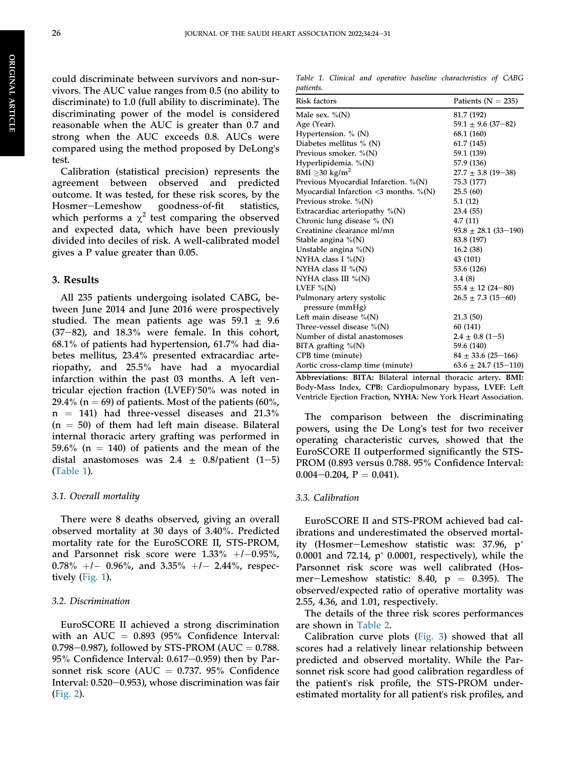could discriminate between survivors and non-survivors. The AUC value ranges from 0.5 (no ability to discriminate) to 1.0 (full ability to discriminate). The discriminating power of the model is considered reasonable when the AUC is greater than 0.7 and strong when the AUC exceeds 0.8. AUCs were compared using the method proposed by DeLong's test.

Calibration (statistical precision) represents the agreement between observed and predicted outcome. It was tested, for these risk scores, by the Hosmer−Lemeshow goodness-of-fit statistics, which performs a $\chi^2$ test comparing the observed and expected data, which have been previously divided into deciles of risk. A well-calibrated model gives a P value greater than 0.05.

## 3. Results

All 235 patients undergoing isolated CABG, between June 2014 and June 2016 were prospectively studied. The mean patients age was 59.1 ± 9.6 (37−82), and 18.3% were female. In this cohort, 68.1% of patients had hypertension, 61.7% had diabetes mellitus, 23.4% presented extracardiac arteriopathy, and 25.5% have had a myocardial infarction within the past 03 months. A left ventricular ejection fraction (LVEF)˂50% was noted in 29.4% (n = 69) of patients. Most of the patients (60%, n = 141) had three-vessel diseases and 21.3% (n = 50) of them had left main disease. Bilateral internal thoracic artery grafting was performed in 59.6% (n = 140) of patients and the mean of the distal anastomoses was 2.4 ± 0.8/patient (1−5) (Table 1).

*Table 1. Clinical and operative baseline characteristics of CABG patients.*

| Risk factors | Patients (N = 235) |
|---|---|
| Male sex. %(N) | 81.7 (192) |
| Age (Year). | 59.1 ± 9.6 (37−82) |
| Hypertension. % (N) | 68.1 (160) |
| Diabetes mellitus % (N) | 61.7 (145) |
| Previous smoker. %(N) | 59.1 (139) |
| Hyperlipidemia. %(N) | 57.9 (136) |
| BMI ≥30 kg/m$^2$ | 27.7 ± 3.8 (19−38) |
| Previous Myocardial Infarction. %(N) | 75.3 (177) |
| Myocardial Infarction <3 months. %(N) | 25.5 (60) |
| Previous stroke. %(N) | 5.1 (12) |
| Extracardiac arteriopathy %(N) | 23.4 (55) |
| Chronic lung disease % (N) | 4.7 (11) |
| Creatinine clearance ml/mn | 93.8 ± 28.1 (33−190) |
| Stable angina %(N) | 83.8 (197) |
| Unstable angina %(N) | 16.2 (38) |
| NYHA class I %(N) | 43 (101) |
| NYHA class II %(N) | 53.6 (126) |
| NYHA class III %(N) | 3.4 (8) |
| LVEF %(N) | 55.4 ± 12 (24−80) |
| Pulmonary artery systolic pressure (mmHg) | 26.5 ± 7.3 (15−60) |
| Left main disease %(N) | 21.3 (50) |
| Three-vessel disease %(N) | 60 (141) |
| Number of distal anastomoses | 2.4 ± 0.8 (1−5) |
| BITA grafting %(N) | 59.6 (140) |
| CPB time (minute) | 84 ± 33.6 (25−166) |
| Aortic cross-clamp time (minute) | 63.6 ± 24.7 (15−110) |

**Abbreviations**: **BITA:** Bilateral internal thoracic artery. **BMI:** Body-Mass Index, **CPB:** Cardiopulmonary bypass, **LVEF:** Left Ventricle Ejection Fraction, **NYHA**: New York Heart Association.

### 3.1. Overall mortality

There were 8 deaths observed, giving an overall observed mortality at 30 days of 3.40%. Predicted mortality rate for the EuroSCORE II, STS-PROM, and Parsonnet risk score were 1.33% +/−0.95%, 0.78% +/− 0.96%, and 3.35% +/− 2.44%, respectively (Fig. 1).

### 3.2. Discrimination

EuroSCORE II achieved a strong discrimination with an AUC = 0.893 (95% Confidence Interval: 0.798−0.987), followed by STS-PROM (AUC = 0.788. 95% Confidence Interval: 0.617−0.959) then by Parsonnet risk score (AUC = 0.737. 95% Confidence Interval: 0.520−0.953), whose discrimination was fair (Fig. 2).

The comparison between the discriminating powers, using the De Long's test for two receiver operating characteristic curves, showed that the EuroSCORE II outperformed significantly the STS-PROM (0.893 versus 0.788. 95% Confidence Interval: 0.004−0.204, P = 0.041).

### 3.3. Calibration

EuroSCORE II and STS-PROM achieved bad calibrations and underestimated the observed mortality (Hosmer−Lemeshow statistic was: 37.96, p˂ 0.0001 and 72.14, p˂ 0.0001, respectively), while the Parsonnet risk score was well calibrated (Hosmer−Lemeshow statistic: 8.40, p = 0.395). The observed/expected ratio of operative mortality was 2.55, 4.36, and 1.01, respectively.

The details of the three risk scores performances are shown in Table 2.

Calibration curve plots (Fig. 3) showed that all scores had a relatively linear relationship between predicted and observed mortality. While the Parsonnet risk score had good calibration regardless of the patient's risk profile, the STS-PROM underestimated mortality for all patient's risk profiles, and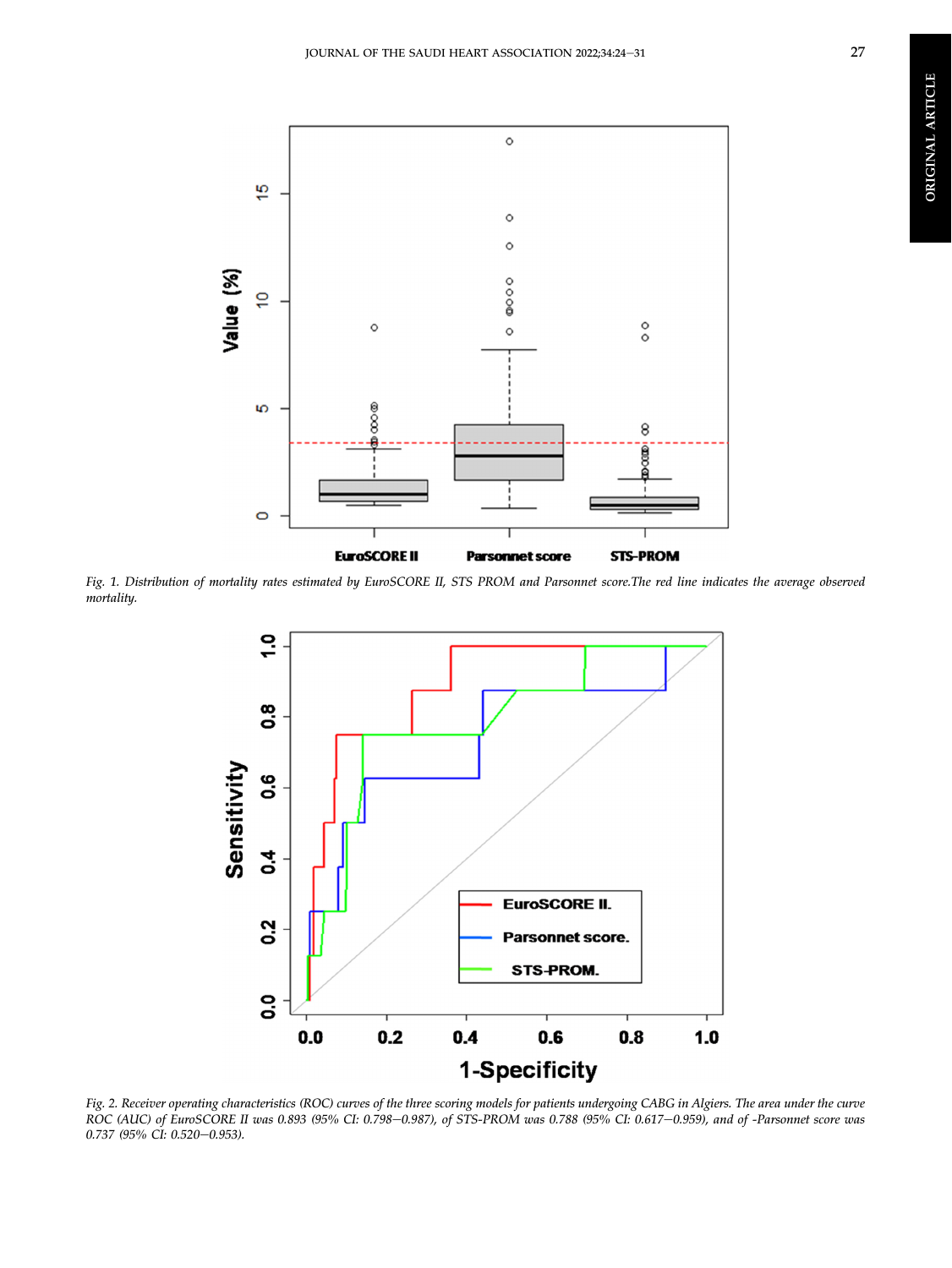Fig. 1. Distribution of mortality rates estimated by EuroSCORE II, STS PROM and Parsonnet score.The red line indicates the average observed mortality.

Fig. 2. Receiver operating characteristics (ROC) curves of the three scoring models for patients undergoing CABG in Algiers. The area under the curve ROC (AUC) of EuroSCORE II was 0.893 (95% CI: 0.798–0.987), of STS-PROM was 0.788 (95% CI: 0.617–0.959), and of -Parsonnet score was 0.737 (95% CI: 0.520–0.953).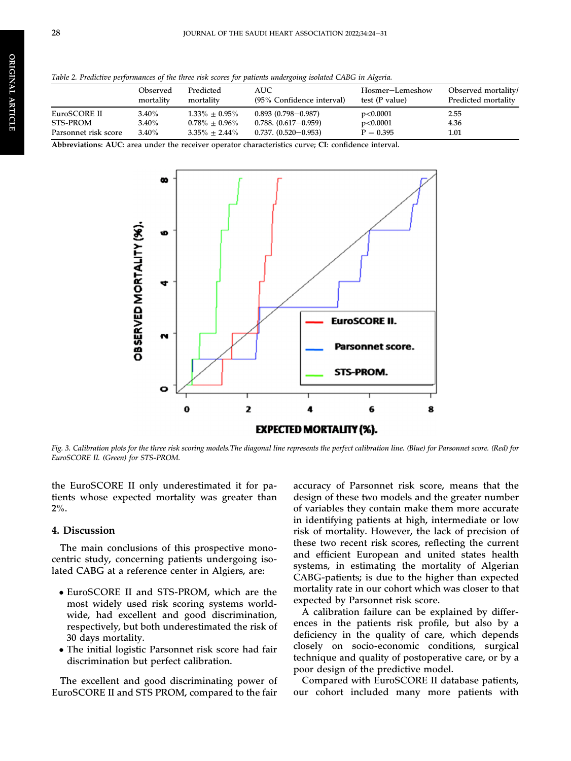*Table 2. Predictive performances of the three risk scores for patients undergoing isolated CABG in Algeria.*

| | Observed mortality | Predicted mortality | AUC (95% Confidence interval) | Hosmer−Lemeshow test (P value) | Observed mortality/ Predicted mortality |
|---|---|---|---|---|---|
| EuroSCORE II | 3.40% | 1.33% ± 0.95% | 0.893 (0.798−0.987) | p<0.0001 | 2.55 |
| STS-PROM | 3.40% | 0.78% ± 0.96% | 0.788. (0.617−0.959) | p<0.0001 | 4.36 |
| Parsonnet risk score | 3.40% | 3.35% ± 2.44% | 0.737. (0.520−0.953) | P = 0.395 | 1.01 |

**Abbreviations: AUC**: area under the receiver operator characteristics curve; **CI**: confidence interval.

*Fig. 3. Calibration plots for the three risk scoring models.The diagonal line represents the perfect calibration line. (Blue) for Parsonnet score. (Red) for EuroSCORE II. (Green) for STS-PROM.*

the EuroSCORE II only underestimated it for patients whose expected mortality was greater than 2%.

## 4. Discussion

The main conclusions of this prospective monocentric study, concerning patients undergoing isolated CABG at a reference center in Algiers, are:

- EuroSCORE II and STS-PROM, which are the most widely used risk scoring systems worldwide, had excellent and good discrimination, respectively, but both underestimated the risk of 30 days mortality.
- The initial logistic Parsonnet risk score had fair discrimination but perfect calibration.

The excellent and good discriminating power of EuroSCORE II and STS PROM, compared to the fair accuracy of Parsonnet risk score, means that the design of these two models and the greater number of variables they contain make them more accurate in identifying patients at high, intermediate or low risk of mortality. However, the lack of precision of these two recent risk scores, reflecting the current and efficient European and united states health systems, in estimating the mortality of Algerian CABG-patients; is due to the higher than expected mortality rate in our cohort which was closer to that expected by Parsonnet risk score.

A calibration failure can be explained by differences in the patients risk profile, but also by a deficiency in the quality of care, which depends closely on socio-economic conditions, surgical technique and quality of postoperative care, or by a poor design of the predictive model.

Compared with EuroSCORE II database patients, our cohort included many more patients with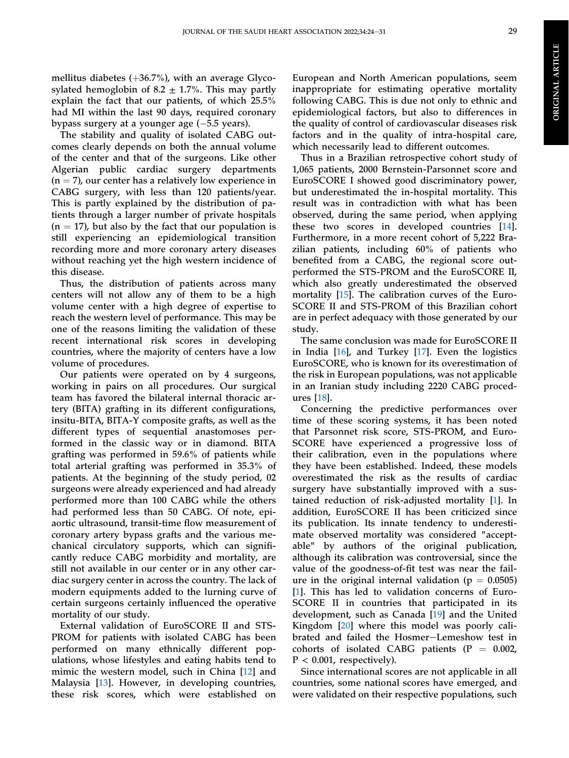mellitus diabetes (+36.7%), with an average Glycosylated hemoglobin of 8.2 ± 1.7%. This may partly explain the fact that our patients, of which 25.5% had MI within the last 90 days, required coronary bypass surgery at a younger age (−5.5 years).

The stability and quality of isolated CABG outcomes clearly depends on both the annual volume of the center and that of the surgeons. Like other Algerian public cardiac surgery departments (n = 7), our center has a relatively low experience in CABG surgery, with less than 120 patients/year. This is partly explained by the distribution of patients through a larger number of private hospitals (n = 17), but also by the fact that our population is still experiencing an epidemiological transition recording more and more coronary artery diseases without reaching yet the high western incidence of this disease.

Thus, the distribution of patients across many centers will not allow any of them to be a high volume center with a high degree of expertise to reach the western level of performance. This may be one of the reasons limiting the validation of these recent international risk scores in developing countries, where the majority of centers have a low volume of procedures.

Our patients were operated on by 4 surgeons, working in pairs on all procedures. Our surgical team has favored the bilateral internal thoracic artery (BITA) grafting in its different configurations, insitu-BITA, BITA-Y composite grafts, as well as the different types of sequential anastomoses performed in the classic way or in diamond. BITA grafting was performed in 59.6% of patients while total arterial grafting was performed in 35.3% of patients. At the beginning of the study period, 02 surgeons were already experienced and had already performed more than 100 CABG while the others had performed less than 50 CABG. Of note, epiaortic ultrasound, transit-time flow measurement of coronary artery bypass grafts and the various mechanical circulatory supports, which can significantly reduce CABG morbidity and mortality, are still not available in our center or in any other cardiac surgery center in across the country. The lack of modern equipments added to the lurning curve of certain surgeons certainly influenced the operative mortality of our study.

External validation of EuroSCORE II and STS-PROM for patients with isolated CABG has been performed on many ethnically different populations, whose lifestyles and eating habits tend to mimic the western model, such in China [12] and Malaysia [13]. However, in developing countries, these risk scores, which were established on European and North American populations, seem inappropriate for estimating operative mortality following CABG. This is due not only to ethnic and epidemiological factors, but also to differences in the quality of control of cardiovascular diseases risk factors and in the quality of intra-hospital care, which necessarily lead to different outcomes.

Thus in a Brazilian retrospective cohort study of 1,065 patients, 2000 Bernstein-Parsonnet score and EuroSCORE I showed good discriminatory power, but underestimated the in-hospital mortality. This result was in contradiction with what has been observed, during the same period, when applying these two scores in developed countries [14]. Furthermore, in a more recent cohort of 5,222 Brazilian patients, including 60% of patients who benefited from a CABG, the regional score outperformed the STS-PROM and the EuroSCORE II, which also greatly underestimated the observed mortality [15]. The calibration curves of the EuroSCORE II and STS-PROM of this Brazilian cohort are in perfect adequacy with those generated by our study.

The same conclusion was made for EuroSCORE II in India [16], and Turkey [17]. Even the logistics EuroSCORE, who is known for its overestimation of the risk in European populations, was not applicable in an Iranian study including 2220 CABG procedures [18].

Concerning the predictive performances over time of these scoring systems, it has been noted that Parsonnet risk score, STS-PROM, and EuroSCORE have experienced a progressive loss of their calibration, even in the populations where they have been established. Indeed, these models overestimated the risk as the results of cardiac surgery have substantially improved with a sustained reduction of risk-adjusted mortality [1]. In addition, EuroSCORE II has been criticized since its publication. Its innate tendency to underestimate observed mortality was considered "acceptable" by authors of the original publication, although its calibration was controversial, since the value of the goodness-of-fit test was near the failure in the original internal validation ($p = 0.0505$) [1]. This has led to validation concerns of EuroSCORE II in countries that participated in its development, such as Canada [19] and the United Kingdom [20] where this model was poorly calibrated and failed the Hosmer−Lemeshow test in cohorts of isolated CABG patients ($P = 0.002$, $P < 0.001$, respectively).

Since international scores are not applicable in all countries, some national scores have emerged, and were validated on their respective populations, such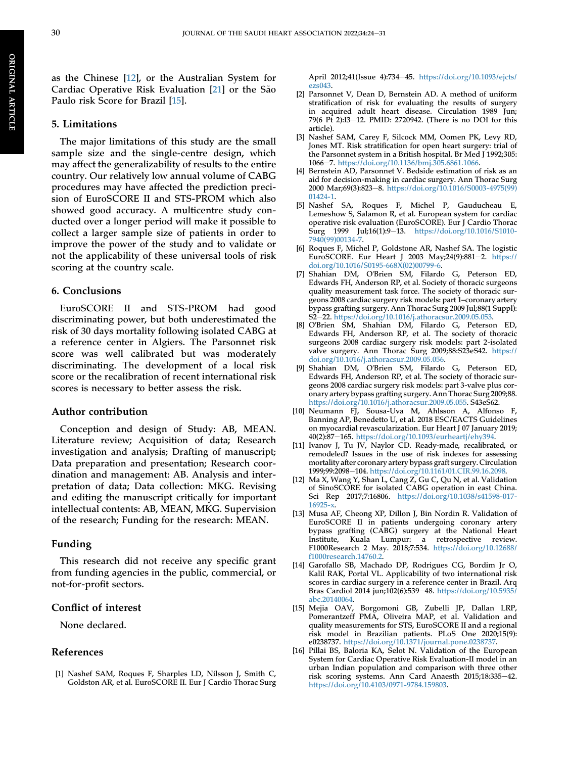as the Chinese [12], or the Australian System for Cardiac Operative Risk Evaluation [21] or the São Paulo risk Score for Brazil [15].

## 5. Limitations

The major limitations of this study are the small sample size and the single-centre design, which may affect the generalizability of results to the entire country. Our relatively low annual volume of CABG procedures may have affected the prediction precision of EuroSCORE II and STS-PROM which also showed good accuracy. A multicentre study conducted over a longer period will make it possible to collect a larger sample size of patients in order to improve the power of the study and to validate or not the applicability of these universal tools of risk scoring at the country scale.

## 6. Conclusions

EuroSCORE II and STS-PROM had good discriminating power, but both underestimated the risk of 30 days mortality following isolated CABG at a reference center in Algiers. The Parsonnet risk score was well calibrated but was moderately discriminating. The development of a local risk score or the recalibration of recent international risk scores is necessary to better assess the risk.

## Author contribution

Conception and design of Study: AB, MEAN. Literature review; Acquisition of data; Research investigation and analysis; Drafting of manuscript; Data preparation and presentation; Research coordination and management: AB. Analysis and interpretation of data; Data collection: MKG. Revising and editing the manuscript critically for important intellectual contents: AB, MEAN, MKG. Supervision of the research; Funding for the research: MEAN.

## Funding

This research did not receive any specific grant from funding agencies in the public, commercial, or not-for-profit sectors.

## Conflict of interest

None declared.

## References

[1] Nashef SAM, Roques F, Sharples LD, Nilsson J, Smith C, Goldston AR, et al. EuroSCORE II. Eur J Cardio Thorac Surg April 2012;41(Issue 4):734–45. https://doi.org/10.1093/ejcts/ezs043.

[2] Parsonnet V, Dean D, Bernstein AD. A method of uniform stratification of risk for evaluating the results of surgery in acquired adult heart disease. Circulation 1989 Jun; 79(6 Pt 2):I3–12. PMID: 2720942. (There is no DOI for this article).

[3] Nashef SAM, Carey F, Silcock MM, Oomen PK, Levy RD, Jones MT. Risk stratification for open heart surgery: trial of the Parsonnet system in a British hospital. Br Med J 1992;305: 1066–7. https://doi.org/10.1136/bmj.305.6861.1066.

[4] Bernstein AD, Parsonnet V. Bedside estimation of risk as an aid for decision-making in cardiac surgery. Ann Thorac Surg 2000 Mar;69(3):823–8. https://doi.org/10.1016/S0003-4975(99)01424-1.

[5] Nashef SA, Roques F, Michel P, Gauducheau E, Lemeshow S, Salamon R, et al. European system for cardiac operative risk evaluation (EuroSCORE). Eur J Cardio Thorac Surg 1999 Jul;16(1):9–13. https://doi.org/10.1016/S1010-7940(99)00134-7.

[6] Roques F, Michel P, Goldstone AR, Nashef SA. The logistic EuroSCORE. Eur Heart J 2003 May;24(9):881–2. https://doi.org/10.1016/S0195-668X(02)00799-6.

[7] Shahian DM, O'Brien SM, Filardo G, Peterson ED, Edwards FH, Anderson RP, et al. Society of thoracic surgeons quality measurement task force. The society of thoracic surgeons 2008 cardiac surgery risk models: part 1–coronary artery bypass grafting surgery. Ann Thorac Surg 2009 Jul;88(1 Suppl): S2–22. https://doi.org/10.1016/j.athoracsur.2009.05.053.

[8] O'Brien SM, Shahian DM, Filardo G, Peterson ED, Edwards FH, Anderson RP, et al. The society of thoracic surgeons 2008 cardiac surgery risk models: part 2-isolated valve surgery. Ann Thorac Surg 2009;88:S23eS42. https://doi.org/10.1016/j.athoracsur.2009.05.056.

[9] Shahian DM, O'Brien SM, Filardo G, Peterson ED, Edwards FH, Anderson RP, et al. The society of thoracic surgeons 2008 cardiac surgery risk models: part 3-valve plus coronary artery bypass grafting surgery. Ann Thorac Surg 2009;88. https://doi.org/10.1016/j.athoracsur.2009.05.055. S43eS62.

[10] Neumann FJ, Sousa-Uva M, Ahlsson A, Alfonso F, Banning AP, Benedetto U, et al. 2018 ESC/EACTS Guidelines on myocardial revascularization. Eur Heart J 07 January 2019; 40(2):87–165. https://doi.org/10.1093/eurheartj/ehy394.

[11] Ivanov J, Tu JV, Naylor CD. Ready-made, recalibrated, or remodeled? Issues in the use of risk indexes for assessing mortality after coronary artery bypass graft surgery. Circulation 1999;99:2098–104. https://doi.org/10.1161/01.CIR.99.16.2098.

[12] Ma X, Wang Y, Shan L, Cang Z, Gu C, Qu N, et al. Validation of SinoSCORE for isolated CABG operation in east China. Sci Rep 2017;7:16806. https://doi.org/10.1038/s41598-017-16925-x.

[13] Musa AF, Cheong XP, Dillon J, Bin Nordin R. Validation of EuroSCORE II in patients undergoing coronary artery bypass grafting (CABG) surgery at the National Heart Institute, Kuala Lumpur: a retrospective review. F1000Research 2 May. 2018;7:534. https://doi.org/10.12688/f1000research.14760.2.

[14] Garofallo SB, Machado DP, Rodrigues CG, Bordim Jr O, Kalil RAK, Portal VL. Applicability of two international risk scores in cardiac surgery in a reference center in Brazil. Arq Bras Cardiol 2014 jun;102(6):539–48. https://doi.org/10.5935/abc.20140064.

[15] Mejia OAV, Borgomoni GB, Zubelli JP, Dallan LRP, Pomerantzeff PMA, Oliveira MAP, et al. Validation and quality measurements for STS, EuroSCORE II and a regional risk model in Brazilian patients. PLoS One 2020;15(9): e0238737. https://doi.org/10.1371/journal.pone.0238737.

[16] Pillai BS, Baloria KA, Selot N. Validation of the European System for Cardiac Operative Risk Evaluation-II model in an urban Indian population and comparison with three other risk scoring systems. Ann Card Anaesth 2015;18:335–42. https://doi.org/10.4103/0971-9784.159803.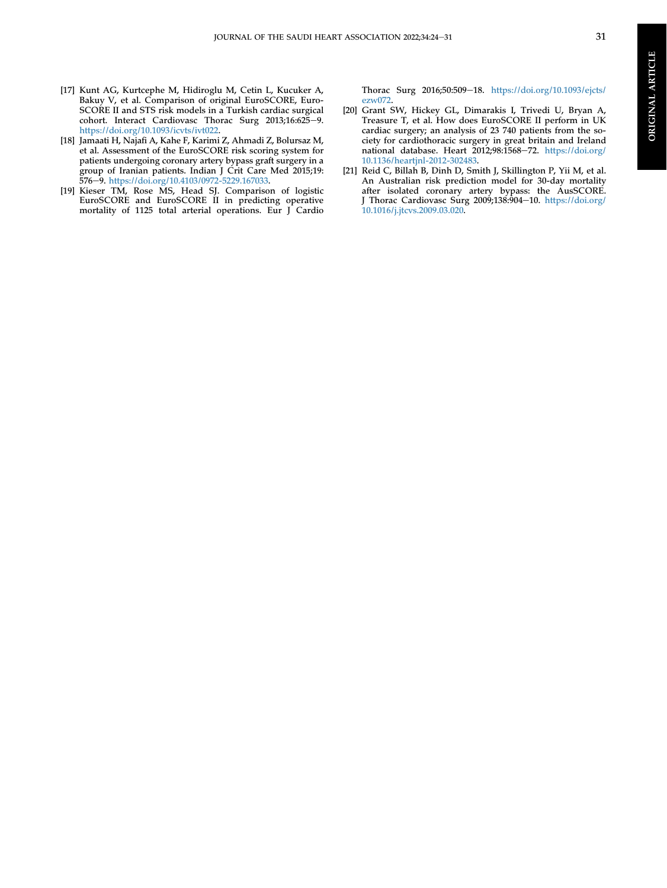[17] Kunt AG, Kurtcephe M, Hidiroglu M, Cetin L, Kucuker A, Bakuy V, et al. Comparison of original EuroSCORE, EuroSCORE II and STS risk models in a Turkish cardiac surgical cohort. Interact Cardiovasc Thorac Surg 2013;16:625–9. https://doi.org/10.1093/icvts/ivt022.

[18] Jamaati H, Najafi A, Kahe F, Karimi Z, Ahmadi Z, Bolursaz M, et al. Assessment of the EuroSCORE risk scoring system for patients undergoing coronary artery bypass graft surgery in a group of Iranian patients. Indian J Crit Care Med 2015;19: 576–9. https://doi.org/10.4103/0972-5229.167033.

[19] Kieser TM, Rose MS, Head SJ. Comparison of logistic EuroSCORE and EuroSCORE II in predicting operative mortality of 1125 total arterial operations. Eur J Cardio Thorac Surg 2016;50:509–18. https://doi.org/10.1093/ejcts/ezw072.

[20] Grant SW, Hickey GL, Dimarakis I, Trivedi U, Bryan A, Treasure T, et al. How does EuroSCORE II perform in UK cardiac surgery; an analysis of 23 740 patients from the society for cardiothoracic surgery in great britain and Ireland national database. Heart 2012;98:1568–72. https://doi.org/10.1136/heartjnl-2012-302483.

[21] Reid C, Billah B, Dinh D, Smith J, Skillington P, Yii M, et al. An Australian risk prediction model for 30-day mortality after isolated coronary artery bypass: the AusSCORE. J Thorac Cardiovasc Surg 2009;138:904–10. https://doi.org/10.1016/j.jtcvs.2009.03.020.